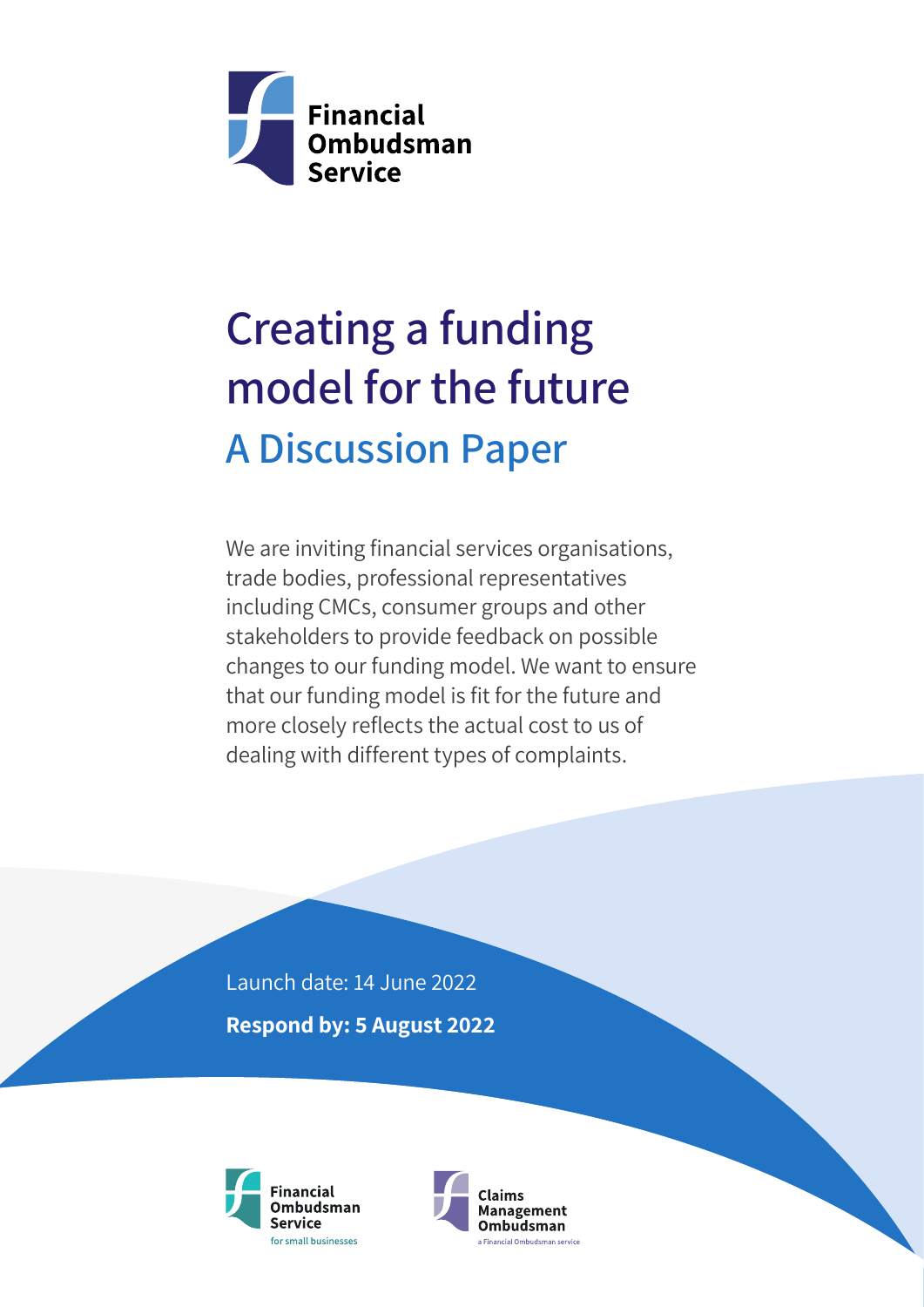Financial Ombudsman Service

# Creating a funding model for the future

## A Discussion Paper

We are inviting financial services organisations, trade bodies, professional representatives including CMCs, consumer groups and other stakeholders to provide feedback on possible changes to our funding model. We want to ensure that our funding model is fit for the future and more closely reflects the actual cost to us of dealing with different types of complaints.

Launch date: 14 June 2022

**Respond by: 5 August 2022**

Financial Ombudsman Service for small businesses

Claims Management Ombudsman – a Financial Ombudsman service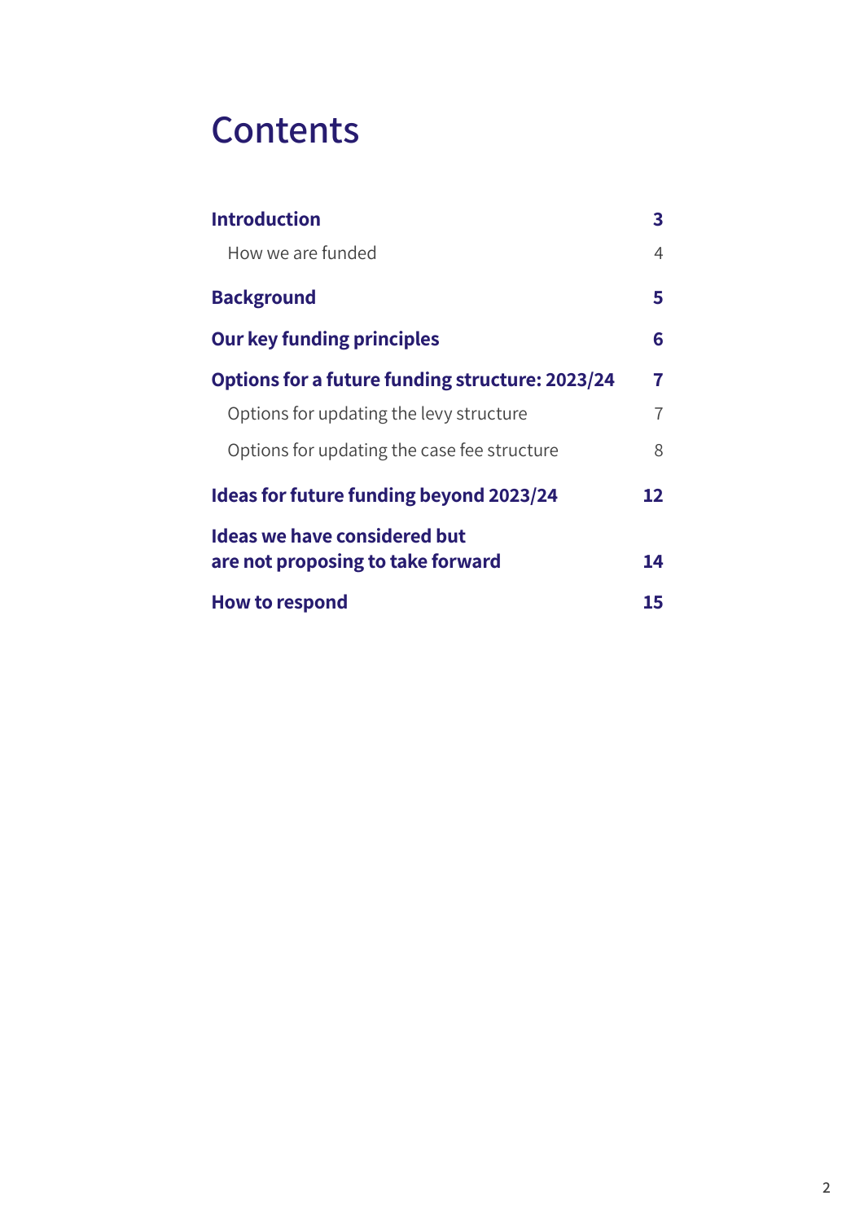# Contents

| | |
|---|---|
| **Introduction** | **3** |
| How we are funded | 4 |
| **Background** | **5** |
| **Our key funding principles** | **6** |
| **Options for a future funding structure: 2023/24** | **7** |
| Options for updating the levy structure | 7 |
| Options for updating the case fee structure | 8 |
| **Ideas for future funding beyond 2023/24** | **12** |
| **Ideas we have considered but are not proposing to take forward** | **14** |
| **How to respond** | **15** |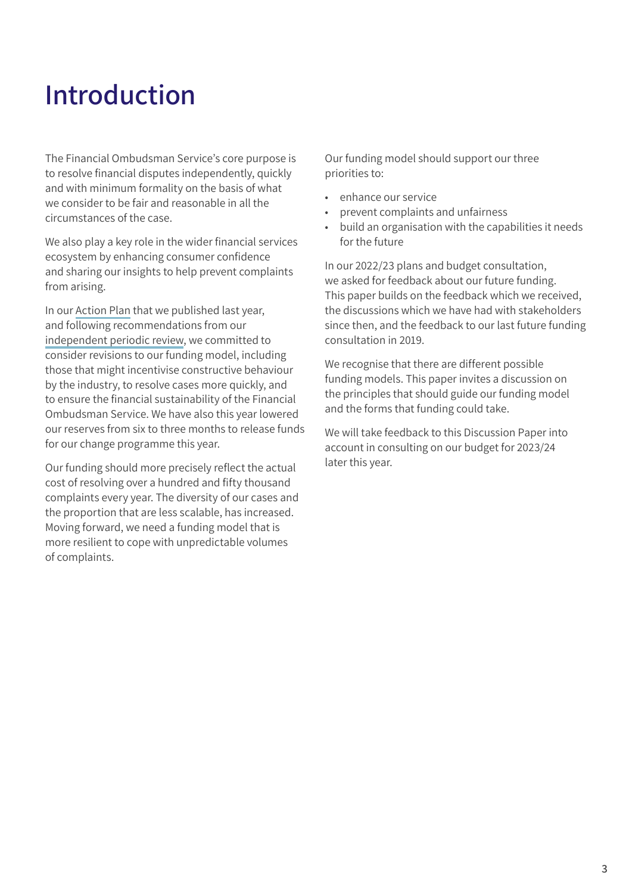# Introduction

The Financial Ombudsman Service's core purpose is to resolve financial disputes independently, quickly and with minimum formality on the basis of what we consider to be fair and reasonable in all the circumstances of the case.

We also play a key role in the wider financial services ecosystem by enhancing consumer confidence and sharing our insights to help prevent complaints from arising.

In our Action Plan that we published last year, and following recommendations from our independent periodic review, we committed to consider revisions to our funding model, including those that might incentivise constructive behaviour by the industry, to resolve cases more quickly, and to ensure the financial sustainability of the Financial Ombudsman Service. We have also this year lowered our reserves from six to three months to release funds for our change programme this year.

Our funding should more precisely reflect the actual cost of resolving over a hundred and fifty thousand complaints every year. The diversity of our cases and the proportion that are less scalable, has increased. Moving forward, we need a funding model that is more resilient to cope with unpredictable volumes of complaints.

Our funding model should support our three priorities to:

- enhance our service
- prevent complaints and unfairness
- build an organisation with the capabilities it needs for the future

In our 2022/23 plans and budget consultation, we asked for feedback about our future funding. This paper builds on the feedback which we received, the discussions which we have had with stakeholders since then, and the feedback to our last future funding consultation in 2019.

We recognise that there are different possible funding models. This paper invites a discussion on the principles that should guide our funding model and the forms that funding could take.

We will take feedback to this Discussion Paper into account in consulting on our budget for 2023/24 later this year.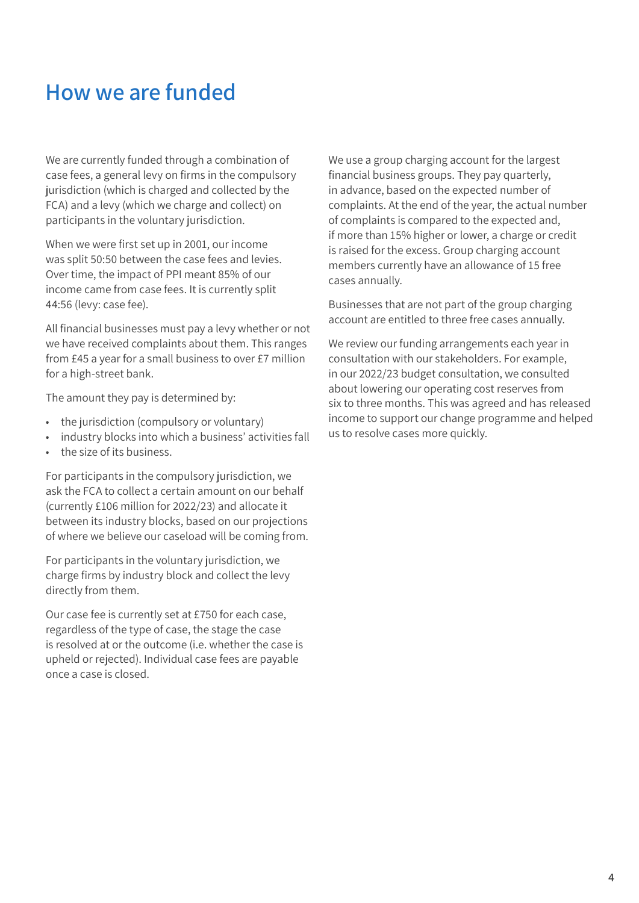# How we are funded

We are currently funded through a combination of case fees, a general levy on firms in the compulsory jurisdiction (which is charged and collected by the FCA) and a levy (which we charge and collect) on participants in the voluntary jurisdiction.

When we were first set up in 2001, our income was split 50:50 between the case fees and levies. Over time, the impact of PPI meant 85% of our income came from case fees. It is currently split 44:56 (levy: case fee).

All financial businesses must pay a levy whether or not we have received complaints about them. This ranges from £45 a year for a small business to over £7 million for a high-street bank.

The amount they pay is determined by:

- the jurisdiction (compulsory or voluntary)
- industry blocks into which a business' activities fall
- the size of its business.

For participants in the compulsory jurisdiction, we ask the FCA to collect a certain amount on our behalf (currently £106 million for 2022/23) and allocate it between its industry blocks, based on our projections of where we believe our caseload will be coming from.

For participants in the voluntary jurisdiction, we charge firms by industry block and collect the levy directly from them.

Our case fee is currently set at £750 for each case, regardless of the type of case, the stage the case is resolved at or the outcome (i.e. whether the case is upheld or rejected). Individual case fees are payable once a case is closed.

We use a group charging account for the largest financial business groups. They pay quarterly, in advance, based on the expected number of complaints. At the end of the year, the actual number of complaints is compared to the expected and, if more than 15% higher or lower, a charge or credit is raised for the excess. Group charging account members currently have an allowance of 15 free cases annually.

Businesses that are not part of the group charging account are entitled to three free cases annually.

We review our funding arrangements each year in consultation with our stakeholders. For example, in our 2022/23 budget consultation, we consulted about lowering our operating cost reserves from six to three months. This was agreed and has released income to support our change programme and helped us to resolve cases more quickly.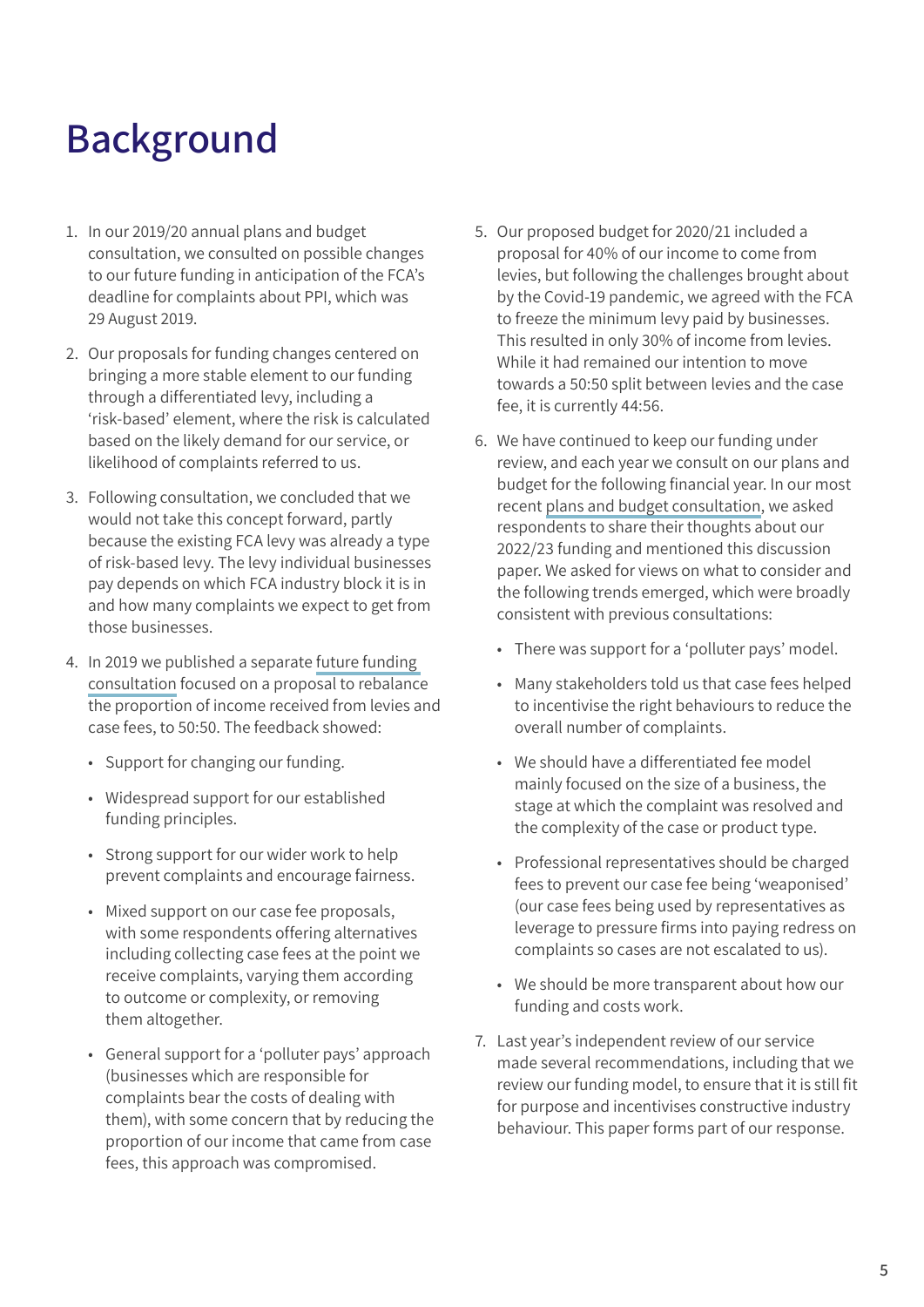# Background

1. In our 2019/20 annual plans and budget consultation, we consulted on possible changes to our future funding in anticipation of the FCA's deadline for complaints about PPI, which was 29 August 2019.

2. Our proposals for funding changes centered on bringing a more stable element to our funding through a differentiated levy, including a 'risk-based' element, where the risk is calculated based on the likely demand for our service, or likelihood of complaints referred to us.

3. Following consultation, we concluded that we would not take this concept forward, partly because the existing FCA levy was already a type of risk-based levy. The levy individual businesses pay depends on which FCA industry block it is in and how many complaints we expect to get from those businesses.

4. In 2019 we published a separate future funding consultation focused on a proposal to rebalance the proportion of income received from levies and case fees, to 50:50. The feedback showed:

   - Support for changing our funding.
   - Widespread support for our established funding principles.
   - Strong support for our wider work to help prevent complaints and encourage fairness.
   - Mixed support on our case fee proposals, with some respondents offering alternatives including collecting case fees at the point we receive complaints, varying them according to outcome or complexity, or removing them altogether.
   - General support for a 'polluter pays' approach (businesses which are responsible for complaints bear the costs of dealing with them), with some concern that by reducing the proportion of our income that came from case fees, this approach was compromised.

5. Our proposed budget for 2020/21 included a proposal for 40% of our income to come from levies, but following the challenges brought about by the Covid-19 pandemic, we agreed with the FCA to freeze the minimum levy paid by businesses. This resulted in only 30% of income from levies. While it had remained our intention to move towards a 50:50 split between levies and the case fee, it is currently 44:56.

6. We have continued to keep our funding under review, and each year we consult on our plans and budget for the following financial year. In our most recent plans and budget consultation, we asked respondents to share their thoughts about our 2022/23 funding and mentioned this discussion paper. We asked for views on what to consider and the following trends emerged, which were broadly consistent with previous consultations:

   - There was support for a 'polluter pays' model.
   - Many stakeholders told us that case fees helped to incentivise the right behaviours to reduce the overall number of complaints.
   - We should have a differentiated fee model mainly focused on the size of a business, the stage at which the complaint was resolved and the complexity of the case or product type.
   - Professional representatives should be charged fees to prevent our case fee being 'weaponised' (our case fees being used by representatives as leverage to pressure firms into paying redress on complaints so cases are not escalated to us).
   - We should be more transparent about how our funding and costs work.

7. Last year's independent review of our service made several recommendations, including that we review our funding model, to ensure that it is still fit for purpose and incentivises constructive industry behaviour. This paper forms part of our response.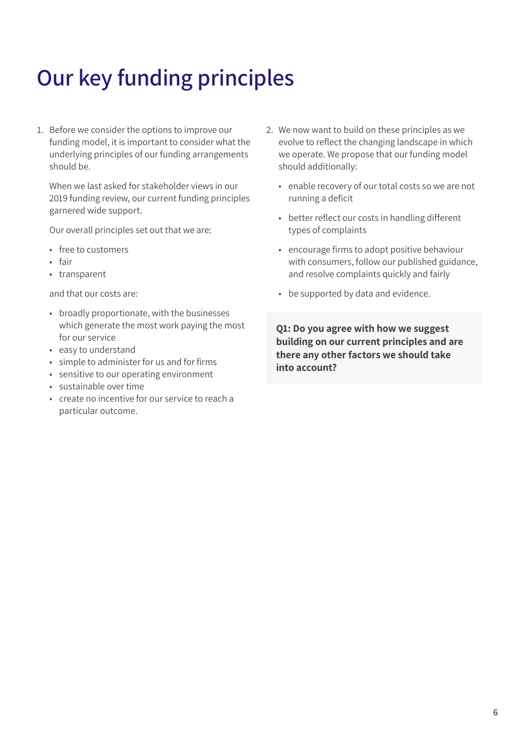# Our key funding principles

1. Before we consider the options to improve our funding model, it is important to consider what the underlying principles of our funding arrangements should be.

   When we last asked for stakeholder views in our 2019 funding review, our current funding principles garnered wide support.

   Our overall principles set out that we are:

   - free to customers
   - fair
   - transparent

   and that our costs are:

   - broadly proportionate, with the businesses which generate the most work paying the most for our service
   - easy to understand
   - simple to administer for us and for firms
   - sensitive to our operating environment
   - sustainable over time
   - create no incentive for our service to reach a particular outcome.

2. We now want to build on these principles as we evolve to reflect the changing landscape in which we operate. We propose that our funding model should additionally:

   - enable recovery of our total costs so we are not running a deficit
   - better reflect our costs in handling different types of complaints
   - encourage firms to adopt positive behaviour with consumers, follow our published guidance, and resolve complaints quickly and fairly
   - be supported by data and evidence.

**Q1: Do you agree with how we suggest building on our current principles and are there any other factors we should take into account?**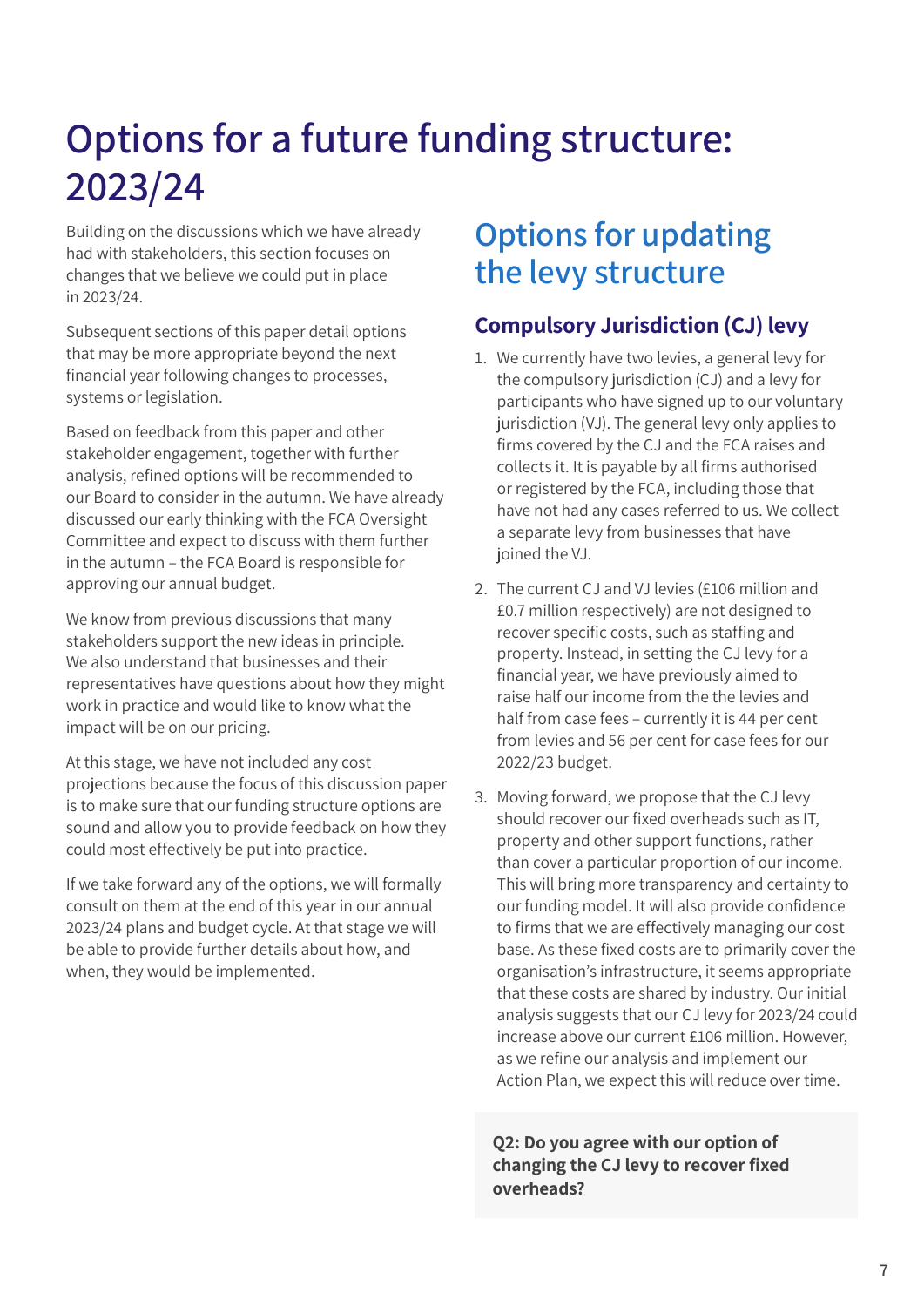# Options for a future funding structure: 2023/24

Building on the discussions which we have already had with stakeholders, this section focuses on changes that we believe we could put in place in 2023/24.

Subsequent sections of this paper detail options that may be more appropriate beyond the next financial year following changes to processes, systems or legislation.

Based on feedback from this paper and other stakeholder engagement, together with further analysis, refined options will be recommended to our Board to consider in the autumn. We have already discussed our early thinking with the FCA Oversight Committee and expect to discuss with them further in the autumn – the FCA Board is responsible for approving our annual budget.

We know from previous discussions that many stakeholders support the new ideas in principle. We also understand that businesses and their representatives have questions about how they might work in practice and would like to know what the impact will be on our pricing.

At this stage, we have not included any cost projections because the focus of this discussion paper is to make sure that our funding structure options are sound and allow you to provide feedback on how they could most effectively be put into practice.

If we take forward any of the options, we will formally consult on them at the end of this year in our annual 2023/24 plans and budget cycle. At that stage we will be able to provide further details about how, and when, they would be implemented.

## Options for updating the levy structure

### Compulsory Jurisdiction (CJ) levy

1. We currently have two levies, a general levy for the compulsory jurisdiction (CJ) and a levy for participants who have signed up to our voluntary jurisdiction (VJ). The general levy only applies to firms covered by the CJ and the FCA raises and collects it. It is payable by all firms authorised or registered by the FCA, including those that have not had any cases referred to us. We collect a separate levy from businesses that have joined the VJ.
2. The current CJ and VJ levies (£106 million and £0.7 million respectively) are not designed to recover specific costs, such as staffing and property. Instead, in setting the CJ levy for a financial year, we have previously aimed to raise half our income from the the levies and half from case fees – currently it is 44 per cent from levies and 56 per cent for case fees for our 2022/23 budget.
3. Moving forward, we propose that the CJ levy should recover our fixed overheads such as IT, property and other support functions, rather than cover a particular proportion of our income. This will bring more transparency and certainty to our funding model. It will also provide confidence to firms that we are effectively managing our cost base. As these fixed costs are to primarily cover the organisation's infrastructure, it seems appropriate that these costs are shared by industry. Our initial analysis suggests that our CJ levy for 2023/24 could increase above our current £106 million. However, as we refine our analysis and implement our Action Plan, we expect this will reduce over time.

**Q2: Do you agree with our option of changing the CJ levy to recover fixed overheads?**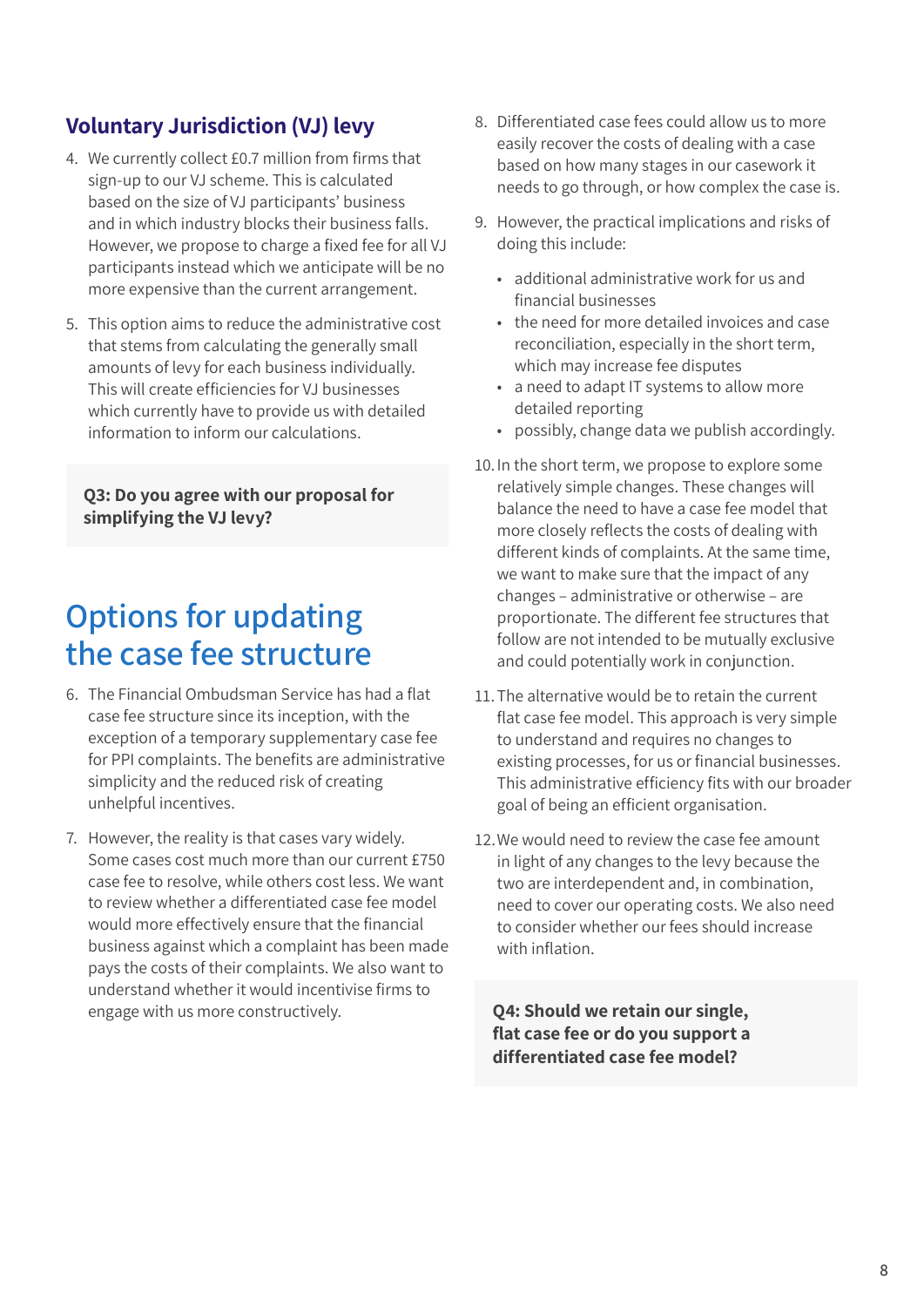## Voluntary Jurisdiction (VJ) levy

4. We currently collect £0.7 million from firms that sign-up to our VJ scheme. This is calculated based on the size of VJ participants' business and in which industry blocks their business falls. However, we propose to charge a fixed fee for all VJ participants instead which we anticipate will be no more expensive than the current arrangement.

5. This option aims to reduce the administrative cost that stems from calculating the generally small amounts of levy for each business individually. This will create efficiencies for VJ businesses which currently have to provide us with detailed information to inform our calculations.

**Q3: Do you agree with our proposal for simplifying the VJ levy?**

# Options for updating the case fee structure

6. The Financial Ombudsman Service has had a flat case fee structure since its inception, with the exception of a temporary supplementary case fee for PPI complaints. The benefits are administrative simplicity and the reduced risk of creating unhelpful incentives.

7. However, the reality is that cases vary widely. Some cases cost much more than our current £750 case fee to resolve, while others cost less. We want to review whether a differentiated case fee model would more effectively ensure that the financial business against which a complaint has been made pays the costs of their complaints. We also want to understand whether it would incentivise firms to engage with us more constructively.

8. Differentiated case fees could allow us to more easily recover the costs of dealing with a case based on how many stages in our casework it needs to go through, or how complex the case is.

9. However, the practical implications and risks of doing this include:
   - additional administrative work for us and financial businesses
   - the need for more detailed invoices and case reconciliation, especially in the short term, which may increase fee disputes
   - a need to adapt IT systems to allow more detailed reporting
   - possibly, change data we publish accordingly.

10. In the short term, we propose to explore some relatively simple changes. These changes will balance the need to have a case fee model that more closely reflects the costs of dealing with different kinds of complaints. At the same time, we want to make sure that the impact of any changes – administrative or otherwise – are proportionate. The different fee structures that follow are not intended to be mutually exclusive and could potentially work in conjunction.

11. The alternative would be to retain the current flat case fee model. This approach is very simple to understand and requires no changes to existing processes, for us or financial businesses. This administrative efficiency fits with our broader goal of being an efficient organisation.

12. We would need to review the case fee amount in light of any changes to the levy because the two are interdependent and, in combination, need to cover our operating costs. We also need to consider whether our fees should increase with inflation.

**Q4: Should we retain our single, flat case fee or do you support a differentiated case fee model?**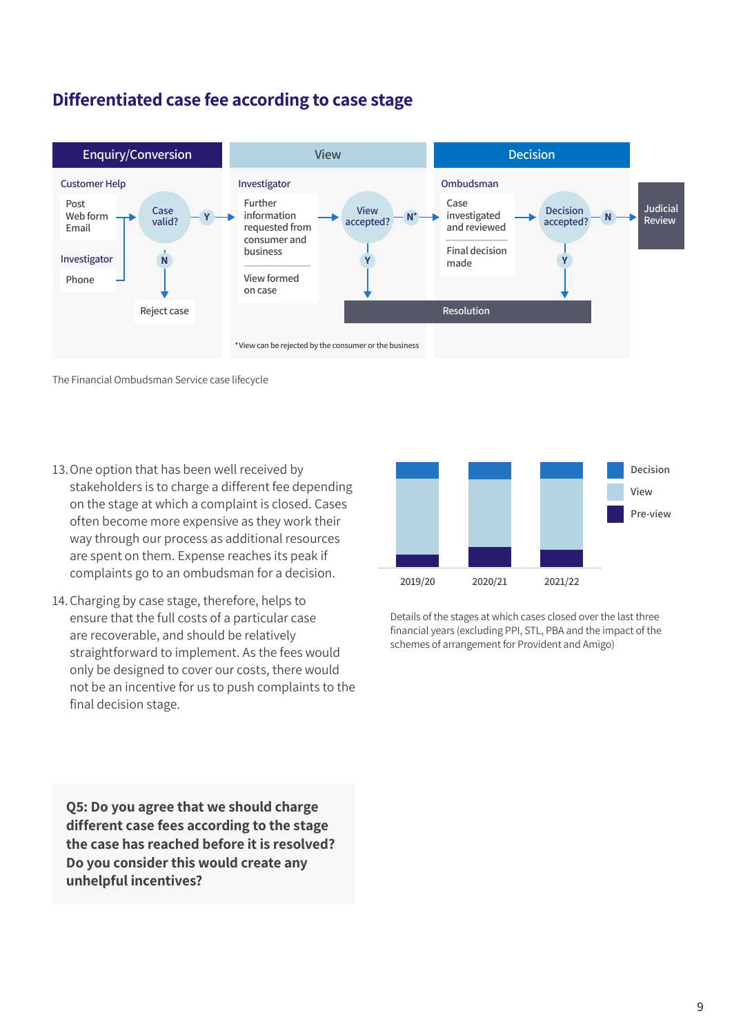## Differentiated case fee according to case stage

| Enquiry/Conversion | View | Decision |
|---|---|---|
| **Customer Help:** Post, Web form, Email → Case valid? (N → Reject case; Y → Investigator) **Investigator:** Phone → Case valid? | **Investigator:** Further information requested from consumer and business; View formed on case → View accepted? (Y → Resolution; N* → Ombudsman) | **Ombudsman:** Case investigated and reviewed; Final decision made → Decision accepted? (Y → Resolution; N → Judicial Review) |

*View can be rejected by the consumer or the business

The Financial Ombudsman Service case lifecycle

13. One option that has been well received by stakeholders is to charge a different fee depending on the stage at which a complaint is closed. Cases often become more expensive as they work their way through our process as additional resources are spent on them. Expense reaches its peak if complaints go to an ombudsman for a decision.

14. Charging by case stage, therefore, helps to ensure that the full costs of a particular case are recoverable, and should be relatively straightforward to implement. As the fees would only be designed to cover our costs, there would not be an incentive for us to push complaints to the final decision stage.

Chart legend: Decision, View, Pre-view. Years: 2019/20, 2020/21, 2021/22.

Details of the stages at which cases closed over the last three financial years (excluding PPI, STL, PBA and the impact of the schemes of arrangement for Provident and Amigo)

**Q5: Do you agree that we should charge different case fees according to the stage the case has reached before it is resolved? Do you consider this would create any unhelpful incentives?**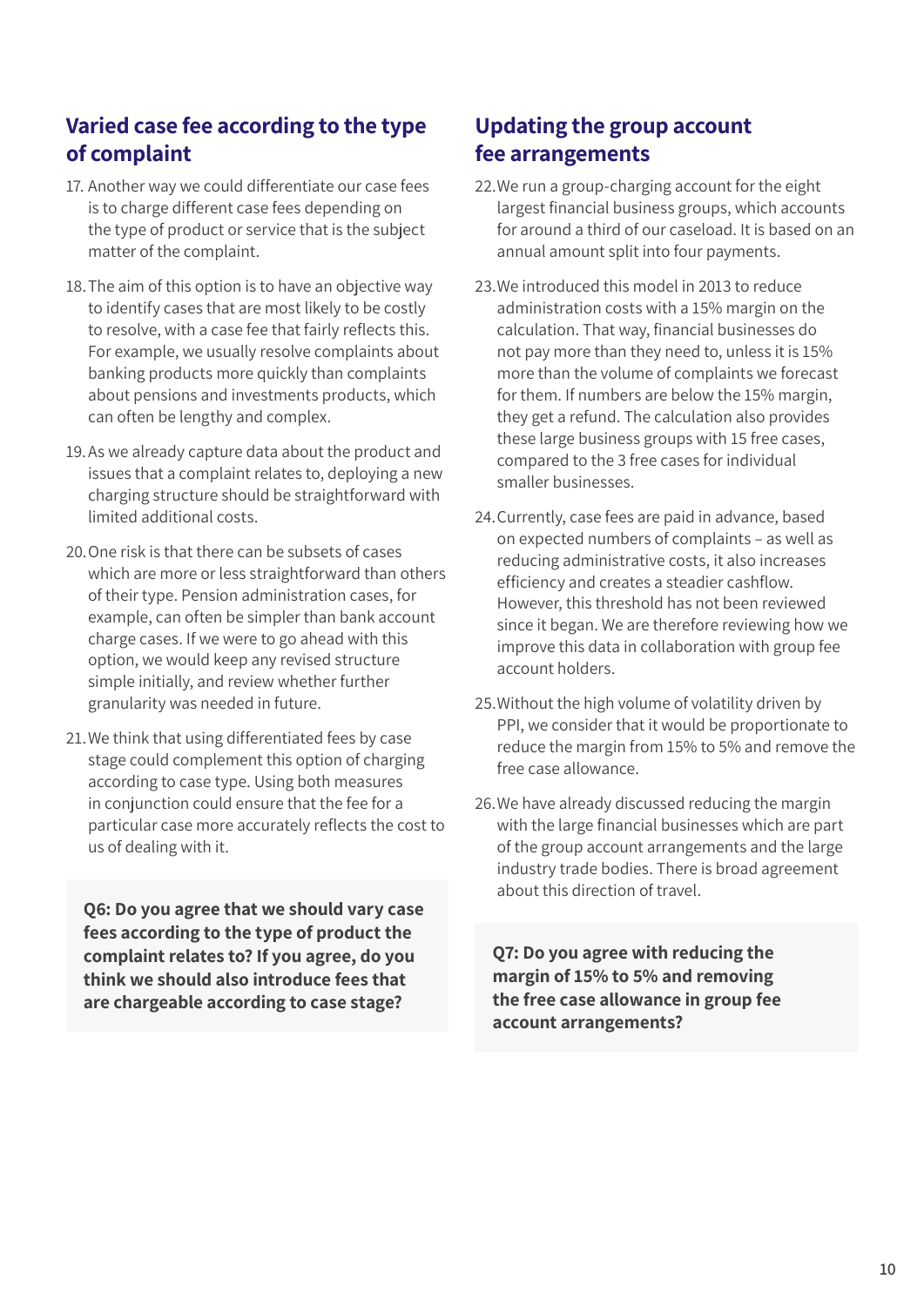## Varied case fee according to the type of complaint

17. Another way we could differentiate our case fees is to charge different case fees depending on the type of product or service that is the subject matter of the complaint.

18. The aim of this option is to have an objective way to identify cases that are most likely to be costly to resolve, with a case fee that fairly reflects this. For example, we usually resolve complaints about banking products more quickly than complaints about pensions and investments products, which can often be lengthy and complex.

19. As we already capture data about the product and issues that a complaint relates to, deploying a new charging structure should be straightforward with limited additional costs.

20. One risk is that there can be subsets of cases which are more or less straightforward than others of their type. Pension administration cases, for example, can often be simpler than bank account charge cases. If we were to go ahead with this option, we would keep any revised structure simple initially, and review whether further granularity was needed in future.

21. We think that using differentiated fees by case stage could complement this option of charging according to case type. Using both measures in conjunction could ensure that the fee for a particular case more accurately reflects the cost to us of dealing with it.

**Q6: Do you agree that we should vary case fees according to the type of product the complaint relates to? If you agree, do you think we should also introduce fees that are chargeable according to case stage?**

## Updating the group account fee arrangements

22. We run a group-charging account for the eight largest financial business groups, which accounts for around a third of our caseload. It is based on an annual amount split into four payments.

23. We introduced this model in 2013 to reduce administration costs with a 15% margin on the calculation. That way, financial businesses do not pay more than they need to, unless it is 15% more than the volume of complaints we forecast for them. If numbers are below the 15% margin, they get a refund. The calculation also provides these large business groups with 15 free cases, compared to the 3 free cases for individual smaller businesses.

24. Currently, case fees are paid in advance, based on expected numbers of complaints – as well as reducing administrative costs, it also increases efficiency and creates a steadier cashflow. However, this threshold has not been reviewed since it began. We are therefore reviewing how we improve this data in collaboration with group fee account holders.

25. Without the high volume of volatility driven by PPI, we consider that it would be proportionate to reduce the margin from 15% to 5% and remove the free case allowance.

26. We have already discussed reducing the margin with the large financial businesses which are part of the group account arrangements and the large industry trade bodies. There is broad agreement about this direction of travel.

**Q7: Do you agree with reducing the margin of 15% to 5% and removing the free case allowance in group fee account arrangements?**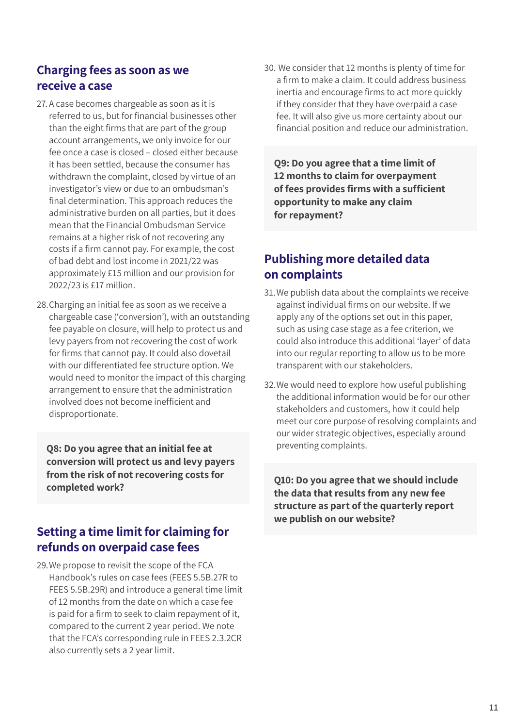## Charging fees as soon as we receive a case

27. A case becomes chargeable as soon as it is referred to us, but for financial businesses other than the eight firms that are part of the group account arrangements, we only invoice for our fee once a case is closed – closed either because it has been settled, because the consumer has withdrawn the complaint, closed by virtue of an investigator's view or due to an ombudsman's final determination. This approach reduces the administrative burden on all parties, but it does mean that the Financial Ombudsman Service remains at a higher risk of not recovering any costs if a firm cannot pay. For example, the cost of bad debt and lost income in 2021/22 was approximately £15 million and our provision for 2022/23 is £17 million.

28. Charging an initial fee as soon as we receive a chargeable case ('conversion'), with an outstanding fee payable on closure, will help to protect us and levy payers from not recovering the cost of work for firms that cannot pay. It could also dovetail with our differentiated fee structure option. We would need to monitor the impact of this charging arrangement to ensure that the administration involved does not become inefficient and disproportionate.

**Q8: Do you agree that an initial fee at conversion will protect us and levy payers from the risk of not recovering costs for completed work?**

## Setting a time limit for claiming for refunds on overpaid case fees

29. We propose to revisit the scope of the FCA Handbook's rules on case fees (FEES 5.5B.27R to FEES 5.5B.29R) and introduce a general time limit of 12 months from the date on which a case fee is paid for a firm to seek to claim repayment of it, compared to the current 2 year period. We note that the FCA's corresponding rule in FEES 2.3.2CR also currently sets a 2 year limit.

30. We consider that 12 months is plenty of time for a firm to make a claim. It could address business inertia and encourage firms to act more quickly if they consider that they have overpaid a case fee. It will also give us more certainty about our financial position and reduce our administration.

**Q9: Do you agree that a time limit of 12 months to claim for overpayment of fees provides firms with a sufficient opportunity to make any claim for repayment?**

## Publishing more detailed data on complaints

31. We publish data about the complaints we receive against individual firms on our website. If we apply any of the options set out in this paper, such as using case stage as a fee criterion, we could also introduce this additional 'layer' of data into our regular reporting to allow us to be more transparent with our stakeholders.

32. We would need to explore how useful publishing the additional information would be for our other stakeholders and customers, how it could help meet our core purpose of resolving complaints and our wider strategic objectives, especially around preventing complaints.

**Q10: Do you agree that we should include the data that results from any new fee structure as part of the quarterly report we publish on our website?**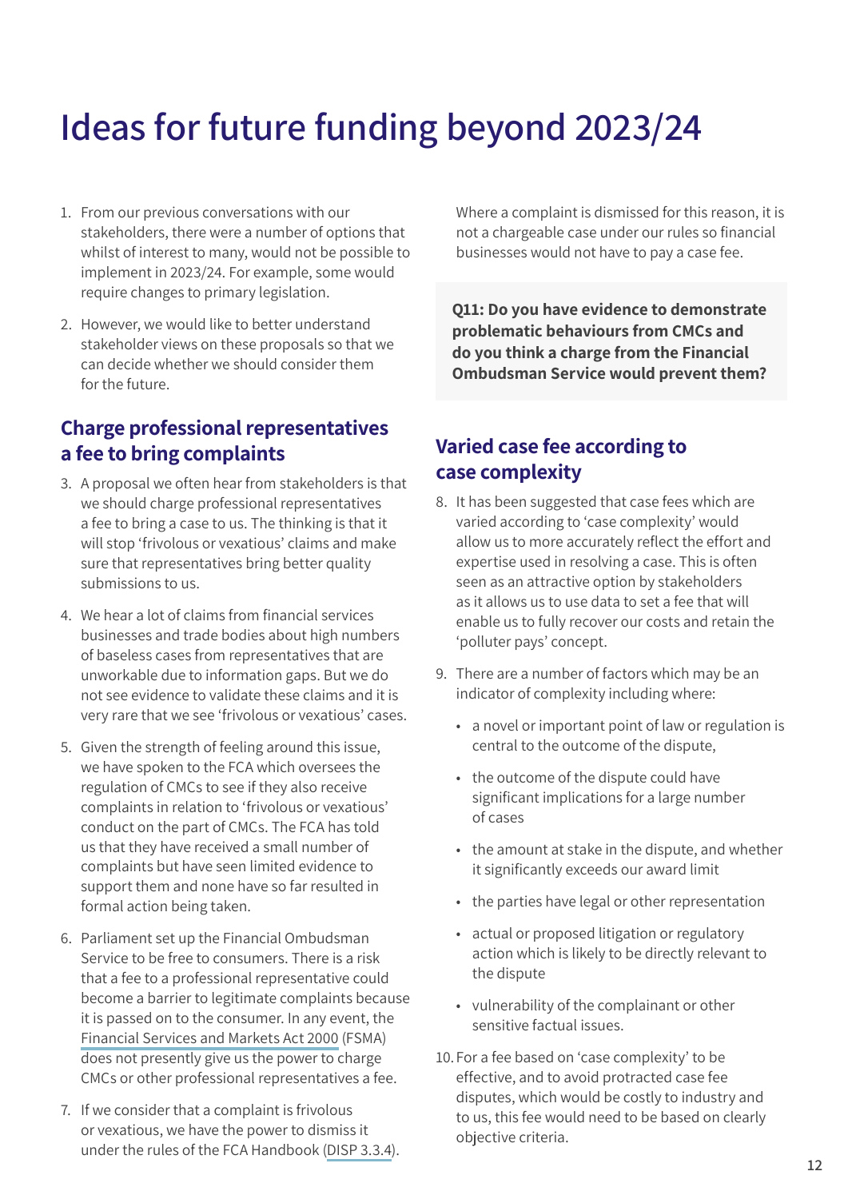# Ideas for future funding beyond 2023/24

1. From our previous conversations with our stakeholders, there were a number of options that whilst of interest to many, would not be possible to implement in 2023/24. For example, some would require changes to primary legislation.

2. However, we would like to better understand stakeholder views on these proposals so that we can decide whether we should consider them for the future.

## Charge professional representatives a fee to bring complaints

3. A proposal we often hear from stakeholders is that we should charge professional representatives a fee to bring a case to us. The thinking is that it will stop 'frivolous or vexatious' claims and make sure that representatives bring better quality submissions to us.

4. We hear a lot of claims from financial services businesses and trade bodies about high numbers of baseless cases from representatives that are unworkable due to information gaps. But we do not see evidence to validate these claims and it is very rare that we see 'frivolous or vexatious' cases.

5. Given the strength of feeling around this issue, we have spoken to the FCA which oversees the regulation of CMCs to see if they also receive complaints in relation to 'frivolous or vexatious' conduct on the part of CMCs. The FCA has told us that they have received a small number of complaints but have seen limited evidence to support them and none have so far resulted in formal action being taken.

6. Parliament set up the Financial Ombudsman Service to be free to consumers. There is a risk that a fee to a professional representative could become a barrier to legitimate complaints because it is passed on to the consumer. In any event, the Financial Services and Markets Act 2000 (FSMA) does not presently give us the power to charge CMCs or other professional representatives a fee.

7. If we consider that a complaint is frivolous or vexatious, we have the power to dismiss it under the rules of the FCA Handbook (DISP 3.3.4). Where a complaint is dismissed for this reason, it is not a chargeable case under our rules so financial businesses would not have to pay a case fee.

**Q11: Do you have evidence to demonstrate problematic behaviours from CMCs and do you think a charge from the Financial Ombudsman Service would prevent them?**

## Varied case fee according to case complexity

8. It has been suggested that case fees which are varied according to 'case complexity' would allow us to more accurately reflect the effort and expertise used in resolving a case. This is often seen as an attractive option by stakeholders as it allows us to use data to set a fee that will enable us to fully recover our costs and retain the 'polluter pays' concept.

9. There are a number of factors which may be an indicator of complexity including where:
   - a novel or important point of law or regulation is central to the outcome of the dispute,
   - the outcome of the dispute could have significant implications for a large number of cases
   - the amount at stake in the dispute, and whether it significantly exceeds our award limit
   - the parties have legal or other representation
   - actual or proposed litigation or regulatory action which is likely to be directly relevant to the dispute
   - vulnerability of the complainant or other sensitive factual issues.

10. For a fee based on 'case complexity' to be effective, and to avoid protracted case fee disputes, which would be costly to industry and to us, this fee would need to be based on clearly objective criteria.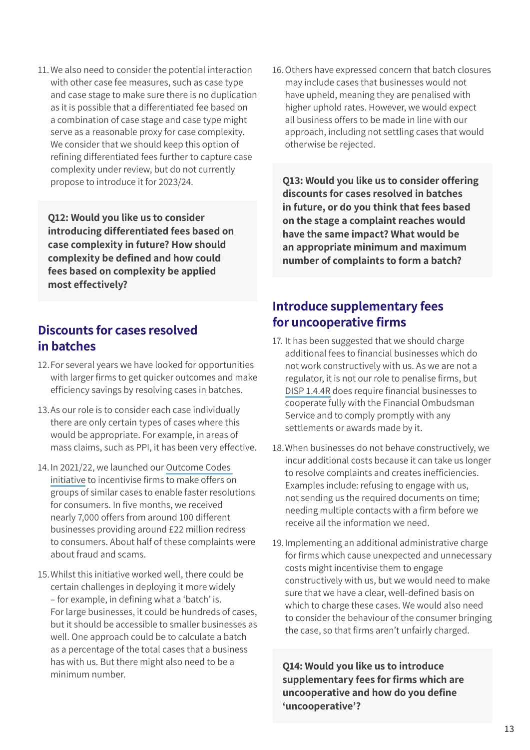11. We also need to consider the potential interaction with other case fee measures, such as case type and case stage to make sure there is no duplication as it is possible that a differentiated fee based on a combination of case stage and case type might serve as a reasonable proxy for case complexity. We consider that we should keep this option of refining differentiated fees further to capture case complexity under review, but do not currently propose to introduce it for 2023/24.

**Q12: Would you like us to consider introducing differentiated fees based on case complexity in future? How should complexity be defined and how could fees based on complexity be applied most effectively?**

## Discounts for cases resolved in batches

12. For several years we have looked for opportunities with larger firms to get quicker outcomes and make efficiency savings by resolving cases in batches.

13. As our role is to consider each case individually there are only certain types of cases where this would be appropriate. For example, in areas of mass claims, such as PPI, it has been very effective.

14. In 2021/22, we launched our Outcome Codes initiative to incentivise firms to make offers on groups of similar cases to enable faster resolutions for consumers. In five months, we received nearly 7,000 offers from around 100 different businesses providing around £22 million redress to consumers. About half of these complaints were about fraud and scams.

15. Whilst this initiative worked well, there could be certain challenges in deploying it more widely – for example, in defining what a 'batch' is. For large businesses, it could be hundreds of cases, but it should be accessible to smaller businesses as well. One approach could be to calculate a batch as a percentage of the total cases that a business has with us. But there might also need to be a minimum number.

16. Others have expressed concern that batch closures may include cases that businesses would not have upheld, meaning they are penalised with higher uphold rates. However, we would expect all business offers to be made in line with our approach, including not settling cases that would otherwise be rejected.

**Q13: Would you like us to consider offering discounts for cases resolved in batches in future, or do you think that fees based on the stage a complaint reaches would have the same impact? What would be an appropriate minimum and maximum number of complaints to form a batch?**

## Introduce supplementary fees for uncooperative firms

17. It has been suggested that we should charge additional fees to financial businesses which do not work constructively with us. As we are not a regulator, it is not our role to penalise firms, but DISP 1.4.4R does require financial businesses to cooperate fully with the Financial Ombudsman Service and to comply promptly with any settlements or awards made by it.

18. When businesses do not behave constructively, we incur additional costs because it can take us longer to resolve complaints and creates inefficiencies. Examples include: refusing to engage with us, not sending us the required documents on time; needing multiple contacts with a firm before we receive all the information we need.

19. Implementing an additional administrative charge for firms which cause unexpected and unnecessary costs might incentivise them to engage constructively with us, but we would need to make sure that we have a clear, well-defined basis on which to charge these cases. We would also need to consider the behaviour of the consumer bringing the case, so that firms aren't unfairly charged.

**Q14: Would you like us to introduce supplementary fees for firms which are uncooperative and how do you define 'uncooperative'?**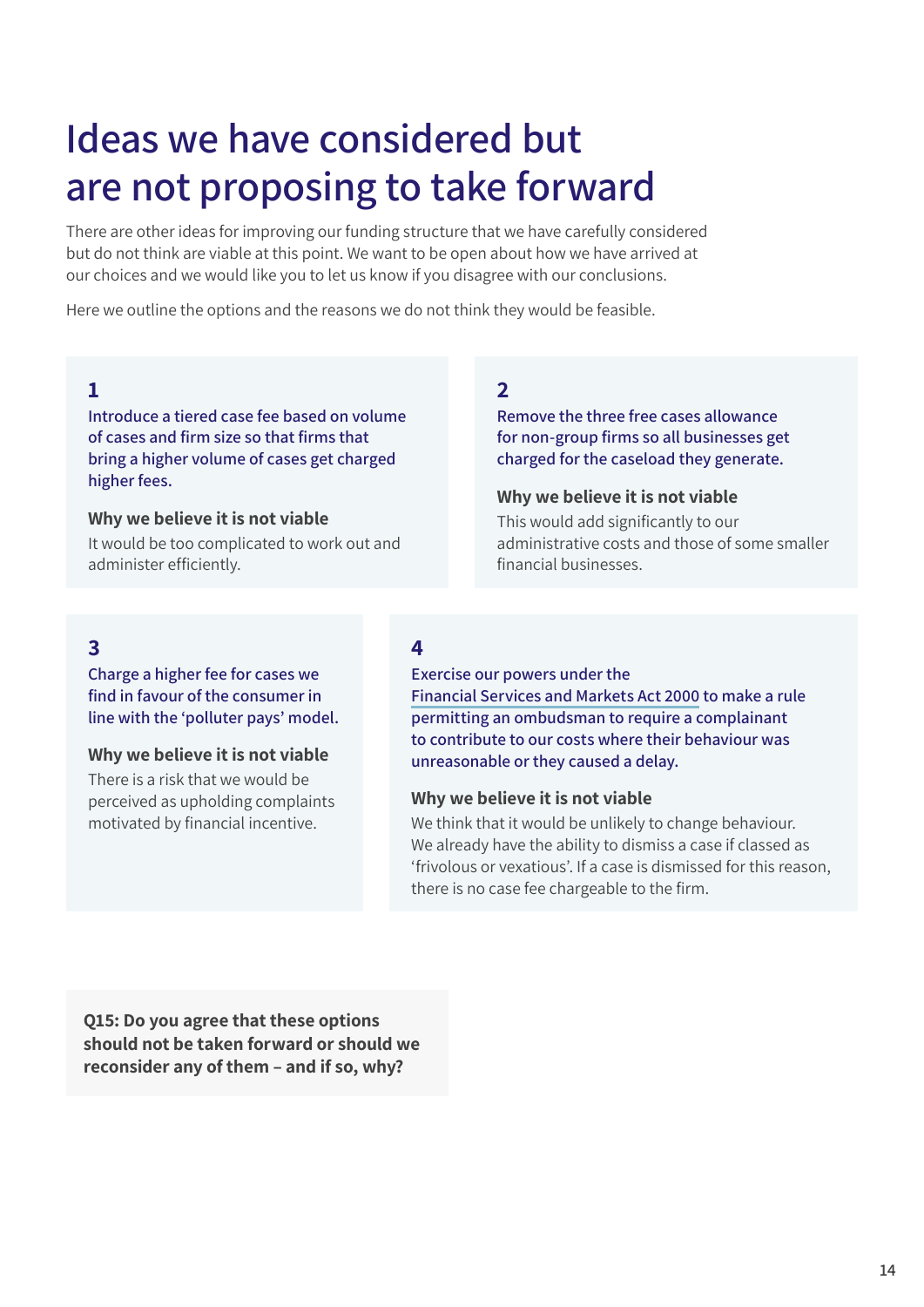# Ideas we have considered but are not proposing to take forward

There are other ideas for improving our funding structure that we have carefully considered but do not think are viable at this point. We want to be open about how we have arrived at our choices and we would like you to let us know if you disagree with our conclusions.

Here we outline the options and the reasons we do not think they would be feasible.

### 1

**Introduce a tiered case fee based on volume of cases and firm size so that firms that bring a higher volume of cases get charged higher fees.**

**Why we believe it is not viable**

It would be too complicated to work out and administer efficiently.

### 2

**Remove the three free cases allowance for non-group firms so all businesses get charged for the caseload they generate.**

**Why we believe it is not viable**

This would add significantly to our administrative costs and those of some smaller financial businesses.

### 3

**Charge a higher fee for cases we find in favour of the consumer in line with the 'polluter pays' model.**

**Why we believe it is not viable**

There is a risk that we would be perceived as upholding complaints motivated by financial incentive.

### 4

**Exercise our powers under the Financial Services and Markets Act 2000 to make a rule permitting an ombudsman to require a complainant to contribute to our costs where their behaviour was unreasonable or they caused a delay.**

**Why we believe it is not viable**

We think that it would be unlikely to change behaviour. We already have the ability to dismiss a case if classed as 'frivolous or vexatious'. If a case is dismissed for this reason, there is no case fee chargeable to the firm.

**Q15: Do you agree that these options should not be taken forward or should we reconsider any of them – and if so, why?**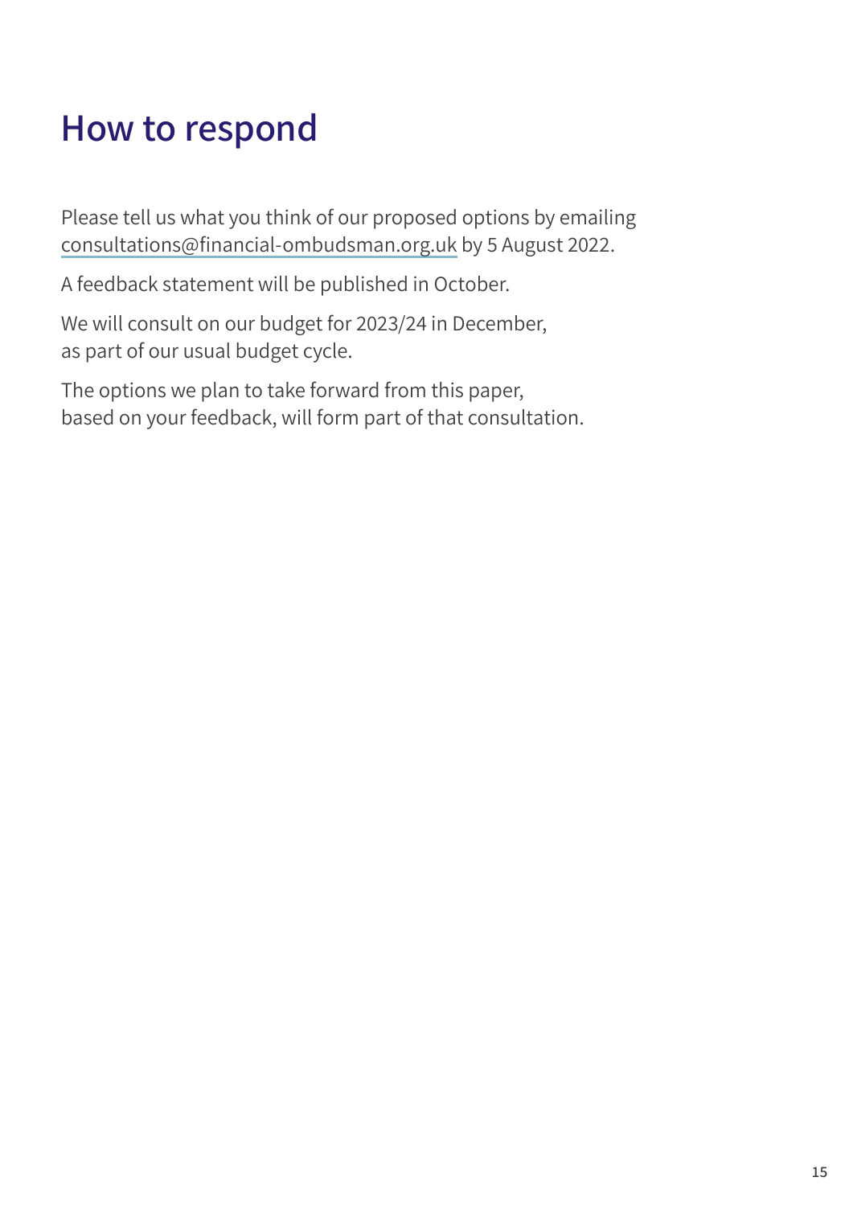# How to respond

Please tell us what you think of our proposed options by emailing consultations@financial-ombudsman.org.uk by 5 August 2022.

A feedback statement will be published in October.

We will consult on our budget for 2023/24 in December, as part of our usual budget cycle.

The options we plan to take forward from this paper, based on your feedback, will form part of that consultation.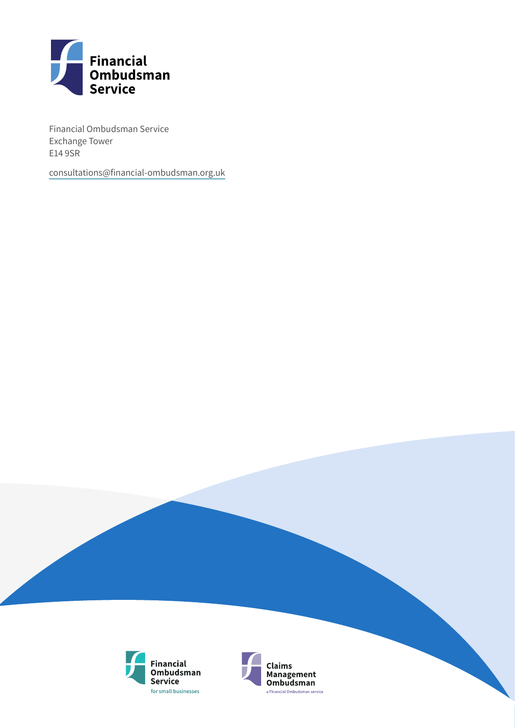Financial Ombudsman Service

Financial Ombudsman Service
Exchange Tower
E14 9SR

consultations@financial-ombudsman.org.uk

Financial Ombudsman Service
for small businesses

Claims Management Ombudsman
a Financial Ombudsman service